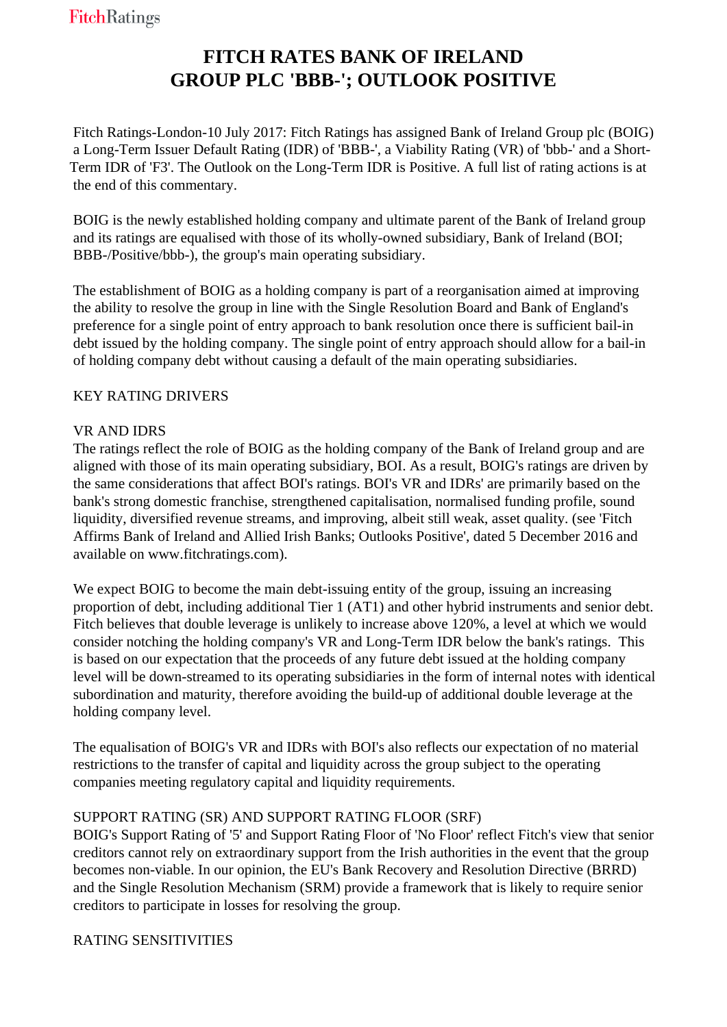# FITCH RATES BANK OF IRELAND GROUP PLC 'BBB-'; OUTLOOK POSITIVE

Fitch Ratings-London-10 July 2017: Fitch Ratings has assigned Bank of Ireland Group plc (BOIG) a Long-Term Issuer Default Rating (IDR) of 'BBB-', a Viability Rating (VR) of 'bbb-' and a Short-Term IDR of 'F3'. The Outlook on the Long-Term IDR is Positive. A full list of rating actions is at the end of this commentary.

BOIG is the newly established holding company and ultimate parent of the Bank of Ireland group and its ratings are equalised with those of its wholly-owned subsidiary, Bank of Ireland (BOI; BBB-/Positive/bbb-), the group's main operating subsidiary.

The establishment of BOIG as a holding company is part of a reorganisation aimed at improving the ability to resolve the group in line with the Single Resolution Board and Bank of England's preference for a single point of entry approach to bank resolution once there is sufficient bail-in debt issued by the holding company. The single point of entry approach should allow for a bail-in of holding company debt without causing a default of the main operating subsidiaries.

KEY RATING DRIVERS

VR AND IDRS

The ratings reflect the role of BOIG as the holding company of the Bank of Ireland group and are aligned with those of its main operating subsidiary, BOI. As a result, BOIG's ratings are driven by the same considerations that affect BOI's ratings. BOI's VR and IDRs' are primarily based on the bank's strong domestic franchise, strengthened capitalisation, normalised funding profile, sound liquidity, diversified revenue streams, and improving, albeit still weak, asset quality. (see 'Fitch Affirms Bank of Ireland and Allied Irish Banks; Outlooks Positive', dated 5 December 2016 and available on www.fitchratings.com).

We expect BOIG to become the main debt-issuing entity of the group, issuing an increasing proportion of debt, including additional Tier 1 (AT1) and other hybrid instruments and senior debt. Fitch believes that double leverage is unlikely to increase above 120%, a level at which we would consider notching the holding company's VR and Long-Term IDR below the bank's ratings. This is based on our expectation that the proceeds of any future debt issued at the holding company level will be down-streamed to its operating subsidiaries in the form of internal notes with identical subordination and maturity, therefore avoiding the build-up of additional double leverage at the holding company level.

The equalisation of BOIG's VR and IDRs with BOI's also reflects our expectation of no material restrictions to the transfer of capital and liquidity across the group subject to the operating companies meeting regulatory capital and liquidity requirements.

SUPPORT RATING (SR) AND SUPPORT RATING FLOOR (SRF)

BOIG's Support Rating of '5' and Support Rating Floor of 'No Floor' reflect Fitch's view that senior creditors cannot rely on extraordinary support from the Irish authorities in the event that the group becomes non-viable. In our opinion, the EU's Bank Recovery and Resolution Directive (BRRD) and the Single Resolution Mechanism (SRM) provide a framework that is likely to require senior creditors to participate in losses for resolving the group.

RATING SENSITIVITIES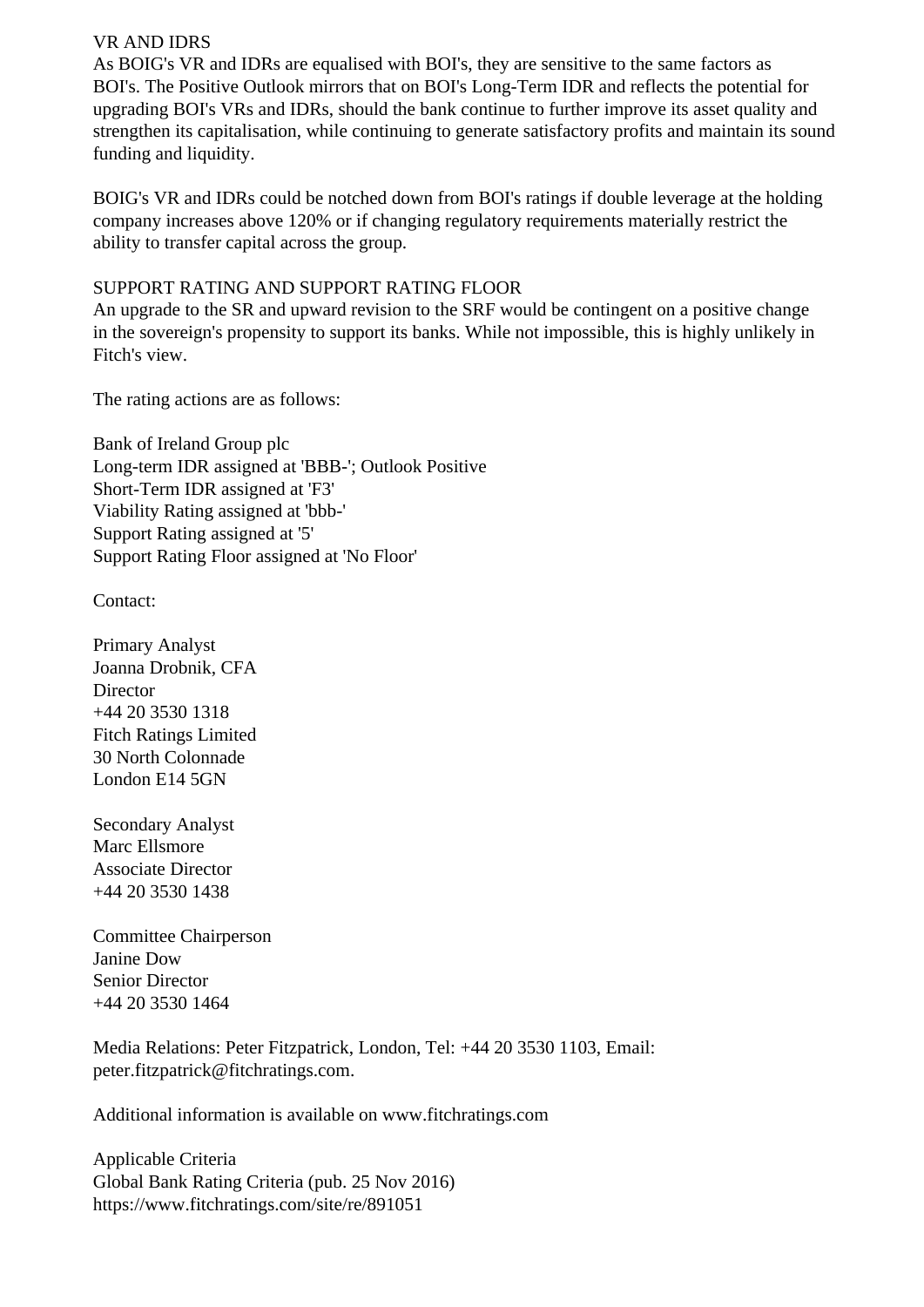VR AND IDRS

As BOIG's VR and IDRs are equalised with BOI's, they are sensitive to the same factors as BOI's. The Positive Outlook mirrors that on BOI's Long-Term IDR and reflects the potential for upgrading BOI's VRs and IDRs, should the bank continue to further improve its asset quality and strengthen its capitalisation, while continuing to generate satisfactory profits and maintain its sound funding and liquidity.

BOIG's VR and IDRs could be notched down from BOI's ratings if double leverage at the holding company increases above 120% or if changing regulatory requirements materially restrict the ability to transfer capital across the group.

SUPPORT RATING AND SUPPORT RATING FLOOR

An upgrade to the SR and upward revision to the SRF would be contingent on a positive change in the sovereign's propensity to support its banks. While not impossible, this is highly unlikely in Fitch's view.

The rating actions are as follows:

Bank of Ireland Group plc
Long-term IDR assigned at 'BBB-'; Outlook Positive
Short-Term IDR assigned at 'F3'
Viability Rating assigned at 'bbb-'
Support Rating assigned at '5'
Support Rating Floor assigned at 'No Floor'

Contact:

Primary Analyst
Joanna Drobnik, CFA
Director
+44 20 3530 1318
Fitch Ratings Limited
30 North Colonnade
London E14 5GN

Secondary Analyst
Marc Ellsmore
Associate Director
+44 20 3530 1438

Committee Chairperson
Janine Dow
Senior Director
+44 20 3530 1464

Media Relations: Peter Fitzpatrick, London, Tel: +44 20 3530 1103, Email: peter.fitzpatrick@fitchratings.com.

Additional information is available on www.fitchratings.com

Applicable Criteria
Global Bank Rating Criteria (pub. 25 Nov 2016)
https://www.fitchratings.com/site/re/891051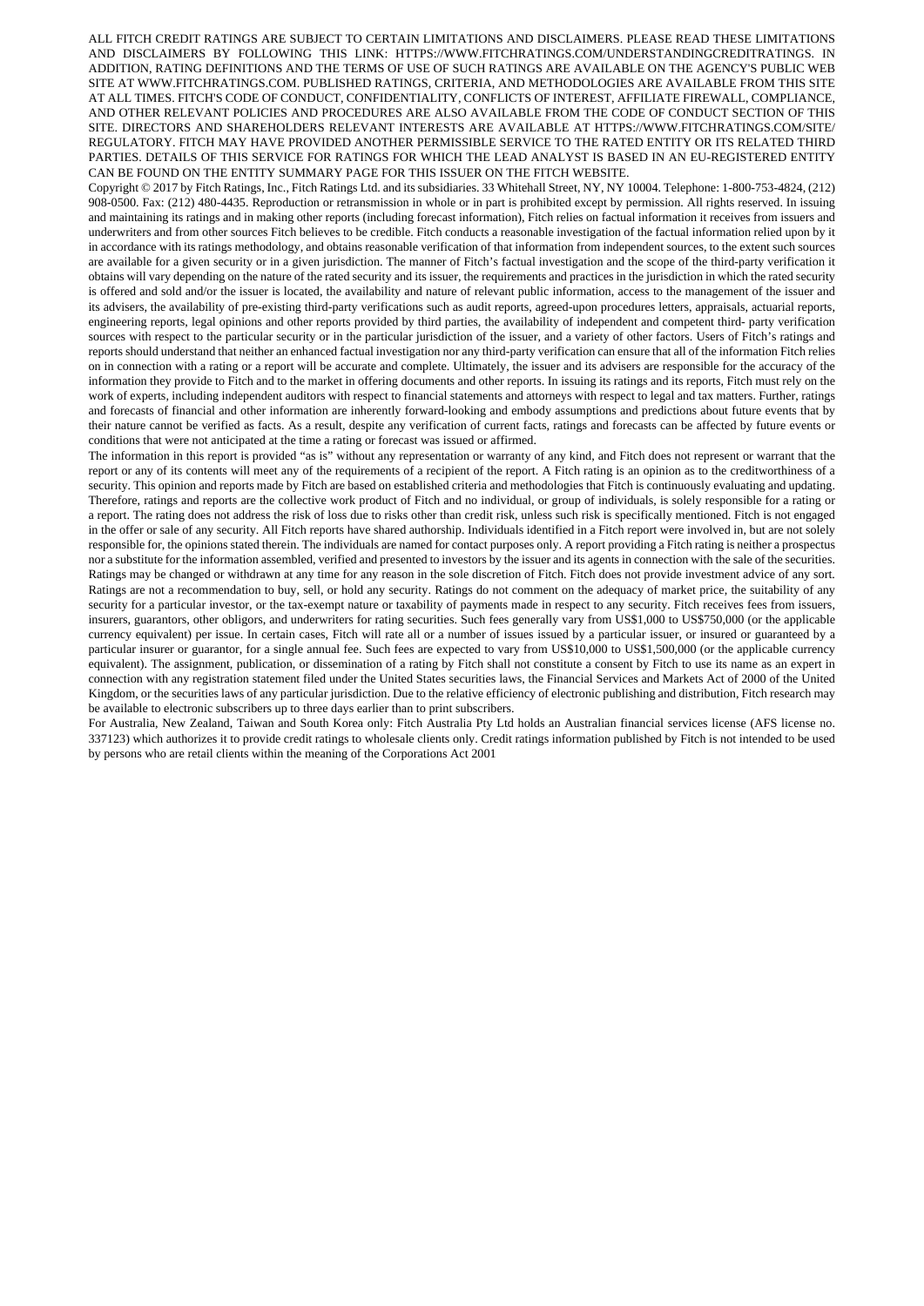ALL FITCH CREDIT RATINGS ARE SUBJECT TO CERTAIN LIMITATIONS AND DISCLAIMERS. PLEASE READ THESE LIMITATIONS AND DISCLAIMERS BY FOLLOWING THIS LINK: HTTPS://WWW.FITCHRATINGS.COM/UNDERSTANDINGCREDITRATINGS. IN ADDITION, RATING DEFINITIONS AND THE TERMS OF USE OF SUCH RATINGS ARE AVAILABLE ON THE AGENCY'S PUBLIC WEB SITE AT WWW.FITCHRATINGS.COM. PUBLISHED RATINGS, CRITERIA, AND METHODOLOGIES ARE AVAILABLE FROM THIS SITE AT ALL TIMES. FITCH'S CODE OF CONDUCT, CONFIDENTIALITY, CONFLICTS OF INTEREST, AFFILIATE FIREWALL, COMPLIANCE, AND OTHER RELEVANT POLICIES AND PROCEDURES ARE ALSO AVAILABLE FROM THE CODE OF CONDUCT SECTION OF THIS SITE. DIRECTORS AND SHAREHOLDERS RELEVANT INTERESTS ARE AVAILABLE AT HTTPS://WWW.FITCHRATINGS.COM/SITE/REGULATORY. FITCH MAY HAVE PROVIDED ANOTHER PERMISSIBLE SERVICE TO THE RATED ENTITY OR ITS RELATED THIRD PARTIES. DETAILS OF THIS SERVICE FOR RATINGS FOR WHICH THE LEAD ANALYST IS BASED IN AN EU-REGISTERED ENTITY CAN BE FOUND ON THE ENTITY SUMMARY PAGE FOR THIS ISSUER ON THE FITCH WEBSITE.

Copyright © 2017 by Fitch Ratings, Inc., Fitch Ratings Ltd. and its subsidiaries. 33 Whitehall Street, NY, NY 10004. Telephone: 1-800-753-4824, (212) 908-0500. Fax: (212) 480-4435. Reproduction or retransmission in whole or in part is prohibited except by permission. All rights reserved. In issuing and maintaining its ratings and in making other reports (including forecast information), Fitch relies on factual information it receives from issuers and underwriters and from other sources Fitch believes to be credible. Fitch conducts a reasonable investigation of the factual information relied upon by it in accordance with its ratings methodology, and obtains reasonable verification of that information from independent sources, to the extent such sources are available for a given security or in a given jurisdiction. The manner of Fitch's factual investigation and the scope of the third-party verification it obtains will vary depending on the nature of the rated security and its issuer, the requirements and practices in the jurisdiction in which the rated security is offered and sold and/or the issuer is located, the availability and nature of relevant public information, access to the management of the issuer and its advisers, the availability of pre-existing third-party verifications such as audit reports, agreed-upon procedures letters, appraisals, actuarial reports, engineering reports, legal opinions and other reports provided by third parties, the availability of independent and competent third- party verification sources with respect to the particular security or in the particular jurisdiction of the issuer, and a variety of other factors. Users of Fitch's ratings and reports should understand that neither an enhanced factual investigation nor any third-party verification can ensure that all of the information Fitch relies on in connection with a rating or a report will be accurate and complete. Ultimately, the issuer and its advisers are responsible for the accuracy of the information they provide to Fitch and to the market in offering documents and other reports. In issuing its ratings and its reports, Fitch must rely on the work of experts, including independent auditors with respect to financial statements and attorneys with respect to legal and tax matters. Further, ratings and forecasts of financial and other information are inherently forward-looking and embody assumptions and predictions about future events that by their nature cannot be verified as facts. As a result, despite any verification of current facts, ratings and forecasts can be affected by future events or conditions that were not anticipated at the time a rating or forecast was issued or affirmed.

The information in this report is provided "as is" without any representation or warranty of any kind, and Fitch does not represent or warrant that the report or any of its contents will meet any of the requirements of a recipient of the report. A Fitch rating is an opinion as to the creditworthiness of a security. This opinion and reports made by Fitch are based on established criteria and methodologies that Fitch is continuously evaluating and updating. Therefore, ratings and reports are the collective work product of Fitch and no individual, or group of individuals, is solely responsible for a rating or a report. The rating does not address the risk of loss due to risks other than credit risk, unless such risk is specifically mentioned. Fitch is not engaged in the offer or sale of any security. All Fitch reports have shared authorship. Individuals identified in a Fitch report were involved in, but are not solely responsible for, the opinions stated therein. The individuals are named for contact purposes only. A report providing a Fitch rating is neither a prospectus nor a substitute for the information assembled, verified and presented to investors by the issuer and its agents in connection with the sale of the securities. Ratings may be changed or withdrawn at any time for any reason in the sole discretion of Fitch. Fitch does not provide investment advice of any sort. Ratings are not a recommendation to buy, sell, or hold any security. Ratings do not comment on the adequacy of market price, the suitability of any security for a particular investor, or the tax-exempt nature or taxability of payments made in respect to any security. Fitch receives fees from issuers, insurers, guarantors, other obligors, and underwriters for rating securities. Such fees generally vary from US$1,000 to US$750,000 (or the applicable currency equivalent) per issue. In certain cases, Fitch will rate all or a number of issues issued by a particular issuer, or insured or guaranteed by a particular insurer or guarantor, for a single annual fee. Such fees are expected to vary from US$10,000 to US$1,500,000 (or the applicable currency equivalent). The assignment, publication, or dissemination of a rating by Fitch shall not constitute a consent by Fitch to use its name as an expert in connection with any registration statement filed under the United States securities laws, the Financial Services and Markets Act of 2000 of the United Kingdom, or the securities laws of any particular jurisdiction. Due to the relative efficiency of electronic publishing and distribution, Fitch research may be available to electronic subscribers up to three days earlier than to print subscribers.

For Australia, New Zealand, Taiwan and South Korea only: Fitch Australia Pty Ltd holds an Australian financial services license (AFS license no. 337123) which authorizes it to provide credit ratings to wholesale clients only. Credit ratings information published by Fitch is not intended to be used by persons who are retail clients within the meaning of the Corporations Act 2001